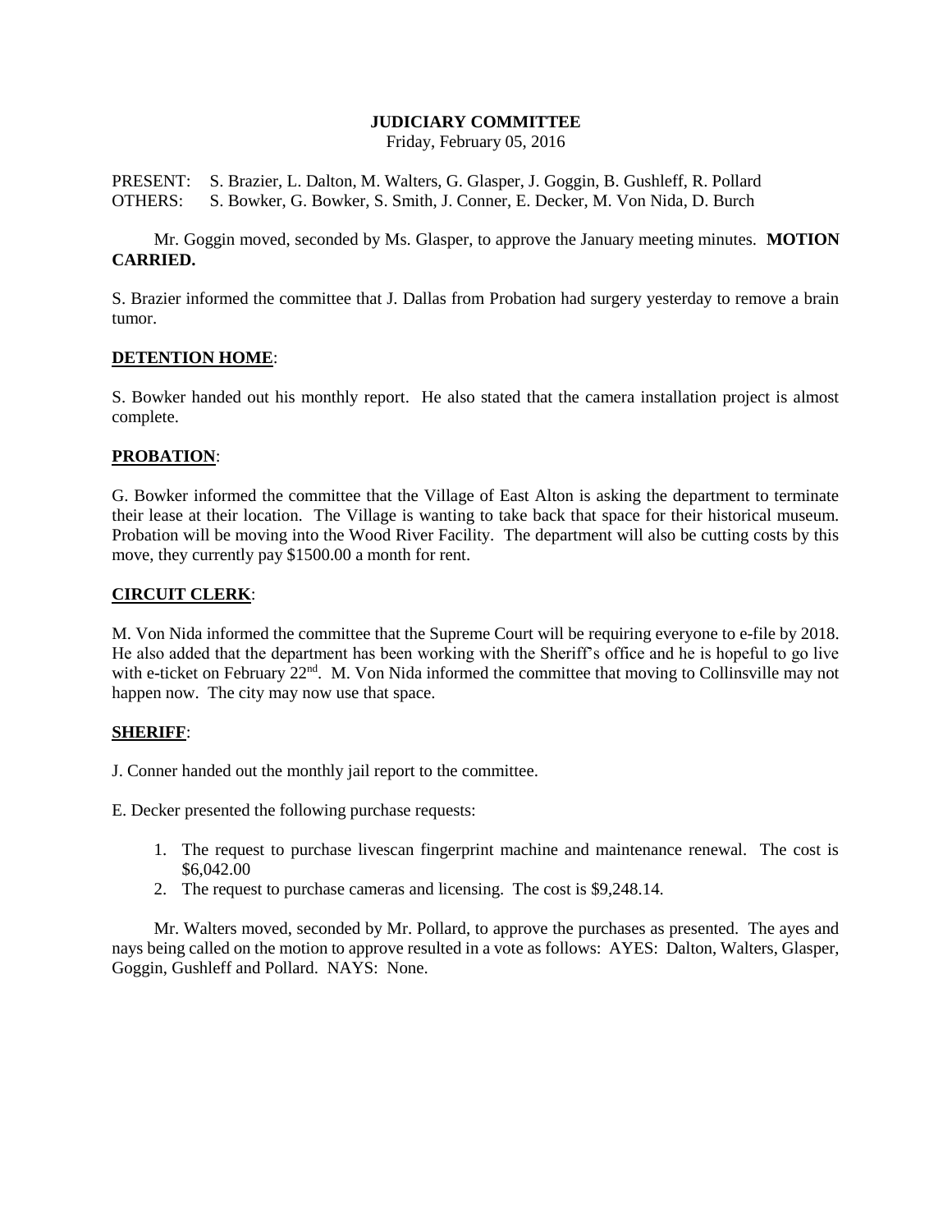**JUDICIARY COMMITTEE**
Friday, February 05, 2016

PRESENT: S. Brazier, L. Dalton, M. Walters, G. Glasper, J. Goggin, B. Gushleff, R. Pollard
OTHERS: S. Bowker, G. Bowker, S. Smith, J. Conner, E. Decker, M. Von Nida, D. Burch

Mr. Goggin moved, seconded by Ms. Glasper, to approve the January meeting minutes. **MOTION CARRIED.**

S. Brazier informed the committee that J. Dallas from Probation had surgery yesterday to remove a brain tumor.

**DETENTION HOME**:

S. Bowker handed out his monthly report. He also stated that the camera installation project is almost complete.

**PROBATION**:

G. Bowker informed the committee that the Village of East Alton is asking the department to terminate their lease at their location. The Village is wanting to take back that space for their historical museum. Probation will be moving into the Wood River Facility. The department will also be cutting costs by this move, they currently pay $1500.00 a month for rent.

**CIRCUIT CLERK**:

M. Von Nida informed the committee that the Supreme Court will be requiring everyone to e-file by 2018. He also added that the department has been working with the Sheriff's office and he is hopeful to go live with e-ticket on February 22nd. M. Von Nida informed the committee that moving to Collinsville may not happen now. The city may now use that space.

**SHERIFF**:

J. Conner handed out the monthly jail report to the committee.

E. Decker presented the following purchase requests:

1. The request to purchase livescan fingerprint machine and maintenance renewal. The cost is $6,042.00
2. The request to purchase cameras and licensing. The cost is $9,248.14.

Mr. Walters moved, seconded by Mr. Pollard, to approve the purchases as presented. The ayes and nays being called on the motion to approve resulted in a vote as follows: AYES: Dalton, Walters, Glasper, Goggin, Gushleff and Pollard. NAYS: None.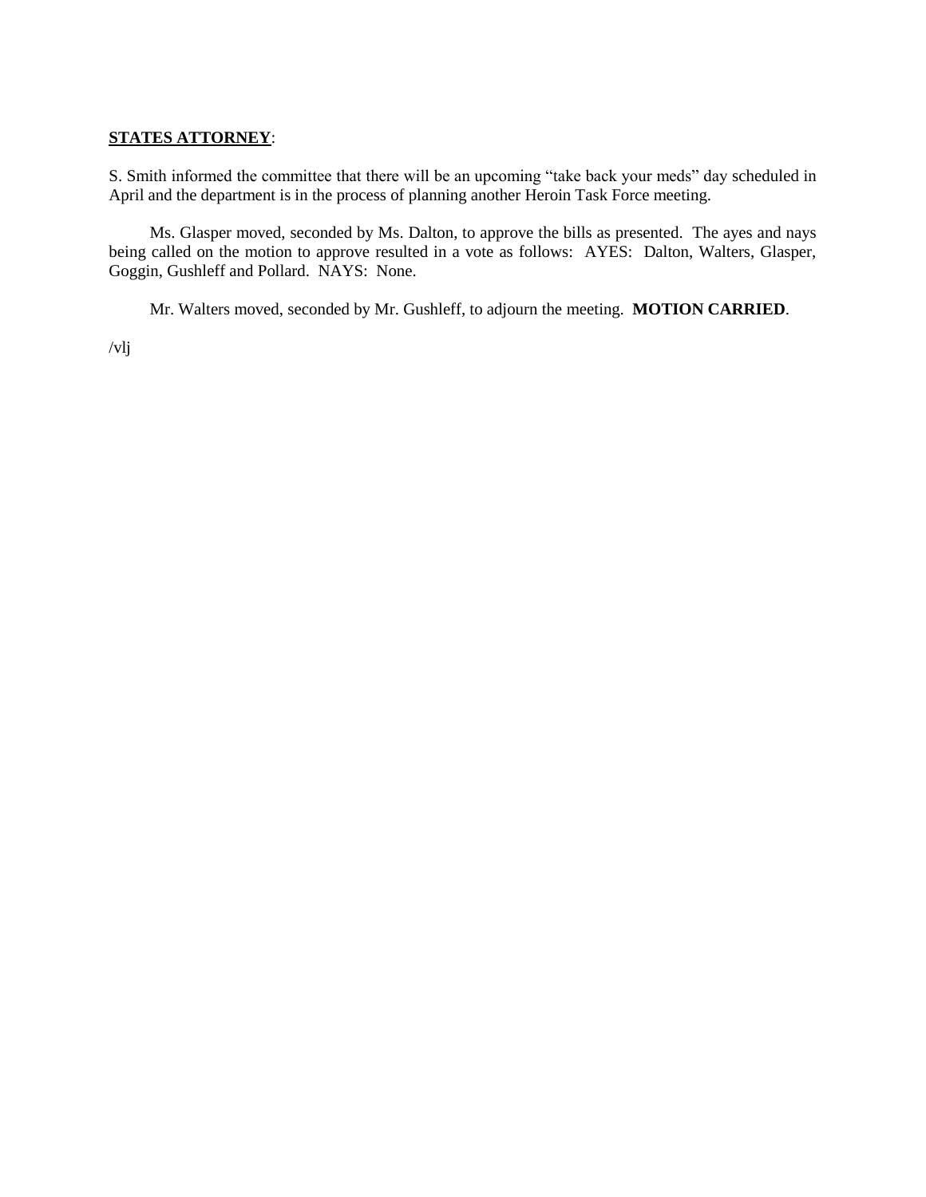**<u>STATES ATTORNEY</u>**:

S. Smith informed the committee that there will be an upcoming "take back your meds" day scheduled in April and the department is in the process of planning another Heroin Task Force meeting.

Ms. Glasper moved, seconded by Ms. Dalton, to approve the bills as presented. The ayes and nays being called on the motion to approve resulted in a vote as follows: AYES: Dalton, Walters, Glasper, Goggin, Gushleff and Pollard. NAYS: None.

Mr. Walters moved, seconded by Mr. Gushleff, to adjourn the meeting. **MOTION CARRIED**.

/vlj